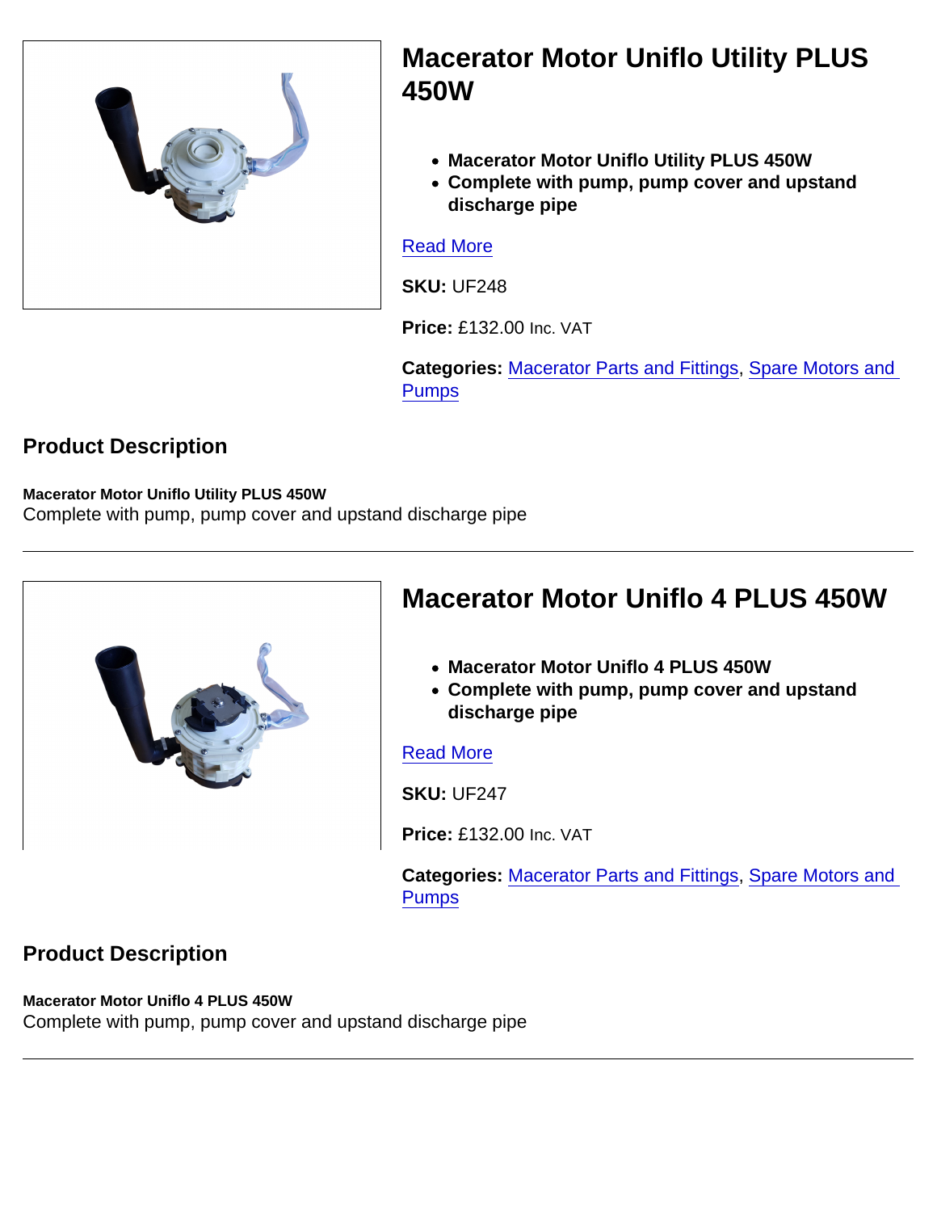# Macerator Motor Uniflo Utility PLUS 450W

- **Macerator Motor Uniflo Utility PLUS 450W**
- **Complete with pump, pump cover and upstand discharge pipe**

[Read More]

**SKU:** UF248

**Price:** £132.00 Inc. VAT

**Categories:** Macerator Parts and Fittings, Spare Motors and Pumps

## Product Description

**Macerator Motor Uniflo Utility PLUS 450W**
Complete with pump, pump cover and upstand discharge pipe

---

# Macerator Motor Uniflo 4 PLUS 450W

- **Macerator Motor Uniflo 4 PLUS 450W**
- **Complete with pump, pump cover and upstand discharge pipe**

[Read More]

**SKU:** UF247

**Price:** £132.00 Inc. VAT

**Categories:** Macerator Parts and Fittings, Spare Motors and Pumps

## Product Description

**Macerator Motor Uniflo 4 PLUS 450W**
Complete with pump, pump cover and upstand discharge pipe

---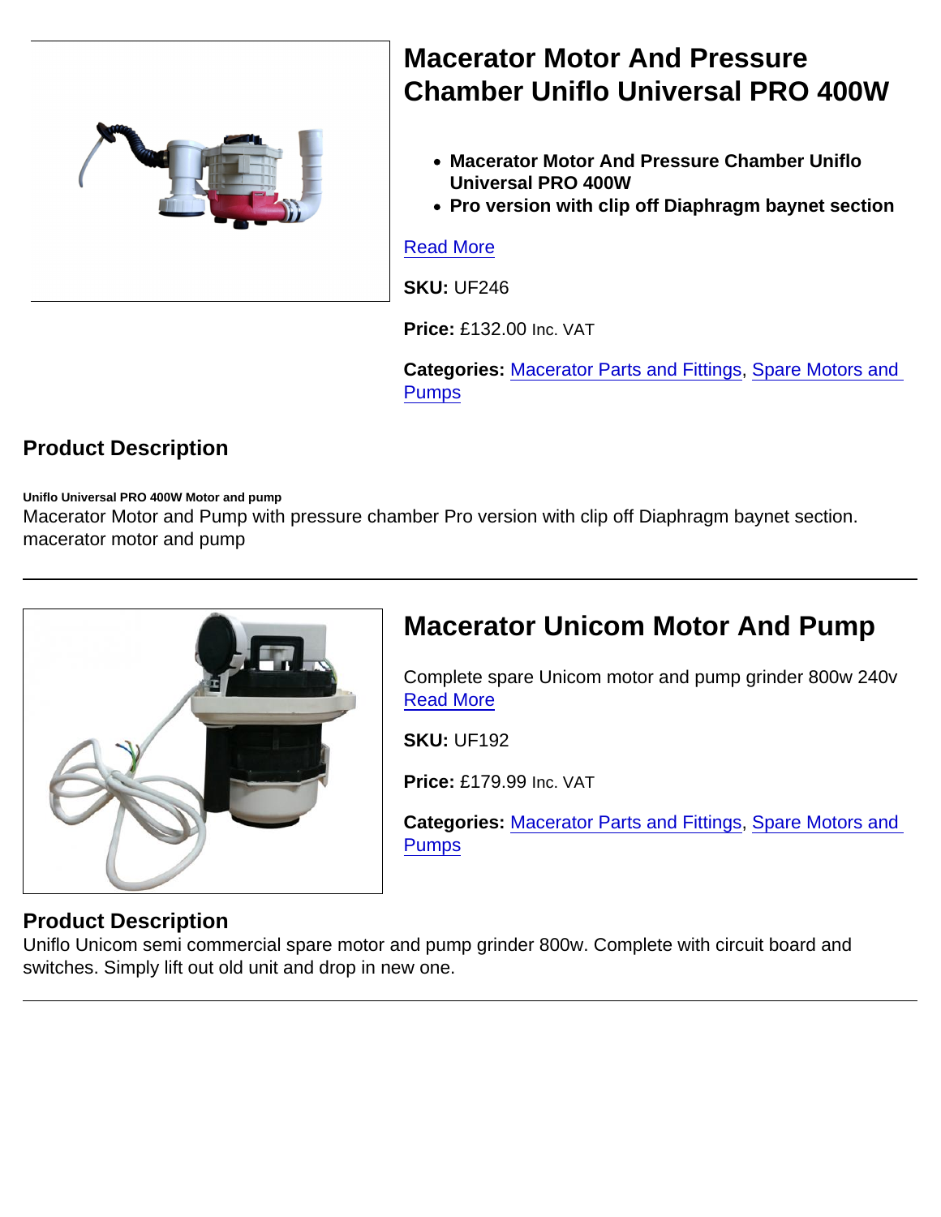# Macerator Motor And Pressure Chamber Uniflo Universal PRO 400W

- **Macerator Motor And Pressure Chamber Uniflo Universal PRO 400W**
- **Pro version with clip off Diaphragm baynet section**

[Read More]

**SKU:** UF246

**Price:** £132.00 Inc. VAT

**Categories:** Macerator Parts and Fittings, Spare Motors and Pumps

## Product Description

**Uniflo Universal PRO 400W Motor and pump**

Macerator Motor and Pump with pressure chamber Pro version with clip off Diaphragm baynet section. macerator motor and pump

---

# Macerator Unicom Motor And Pump

Complete spare Unicom motor and pump grinder 800w 240v
[Read More]

**SKU:** UF192

**Price:** £179.99 Inc. VAT

**Categories:** Macerator Parts and Fittings, Spare Motors and Pumps

## Product Description

Uniflo Unicom semi commercial spare motor and pump grinder 800w. Complete with circuit board and switches. Simply lift out old unit and drop in new one.

---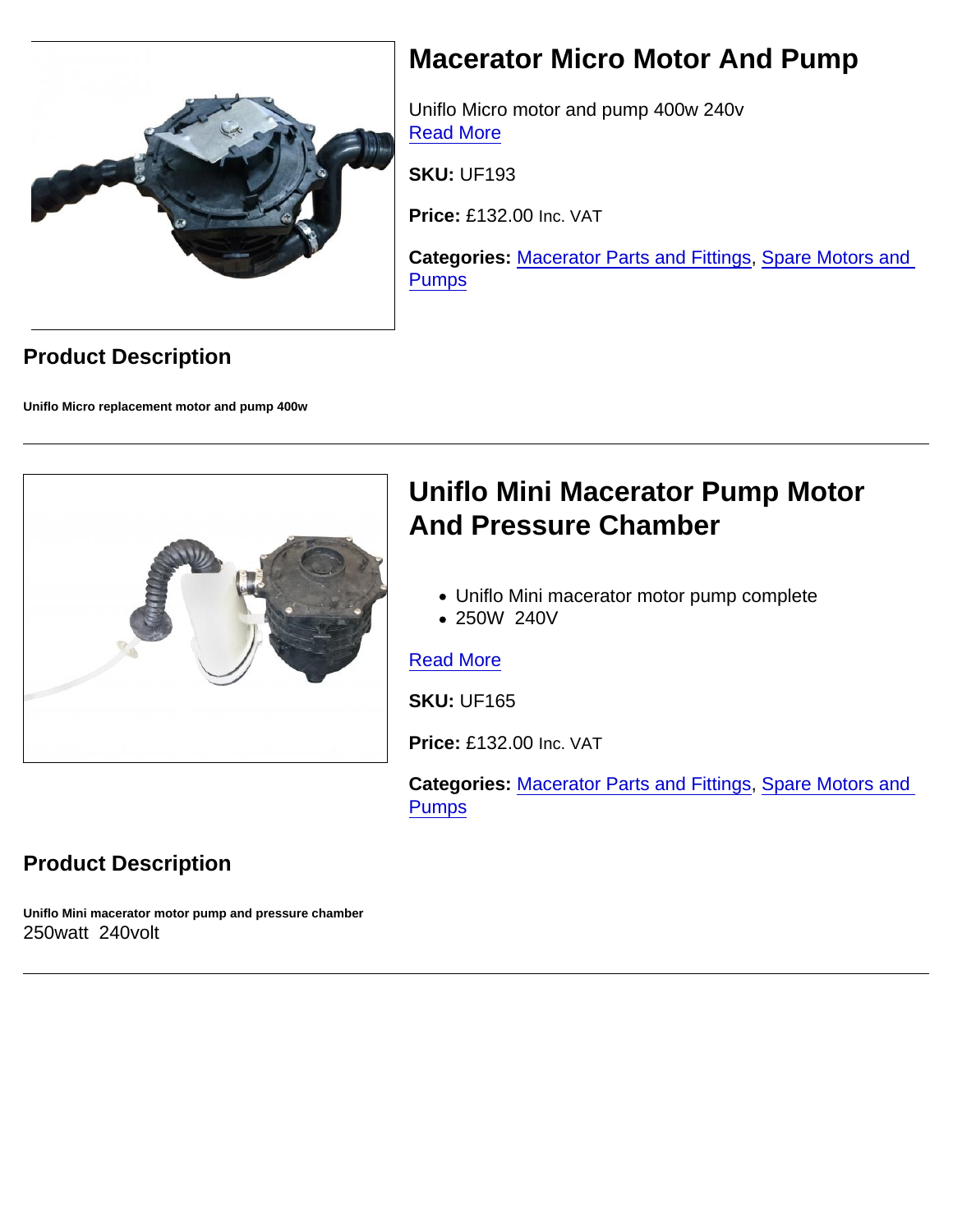## Macerator Micro Motor And Pump

Uniflo Micro motor and pump 400w 240v
Read More

**SKU:** UF193

**Price:** £132.00 Inc. VAT

**Categories:** Macerator Parts and Fittings, Spare Motors and Pumps

### Product Description

**Uniflo Micro replacement motor and pump 400w**

---

## Uniflo Mini Macerator Pump Motor And Pressure Chamber

- Uniflo Mini macerator motor pump complete
- 250W 240V

Read More

**SKU:** UF165

**Price:** £132.00 Inc. VAT

**Categories:** Macerator Parts and Fittings, Spare Motors and Pumps

### Product Description

**Uniflo Mini macerator motor pump and pressure chamber**
250watt 240volt

---